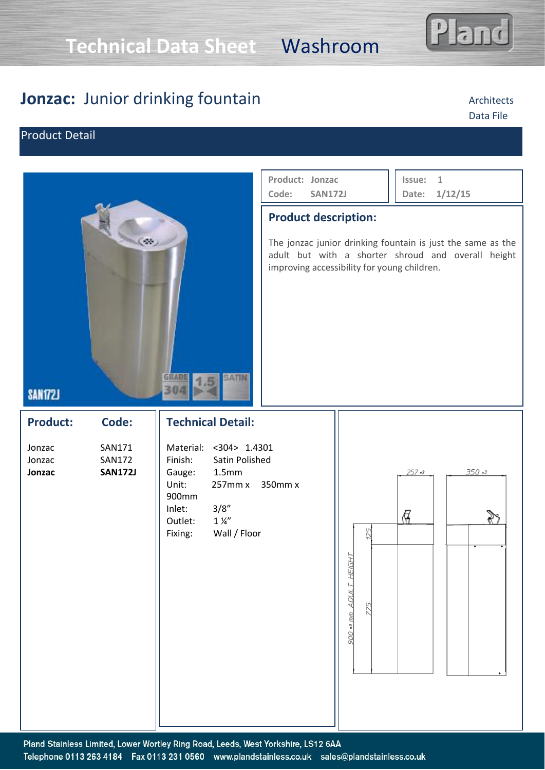# Technical Data Sheet Washroom

## **Jonzac:** Junior drinking fountain

Architects Data File

### Product Detail

| Product: Jonzac | Issue: 1 |
|---|---|
| Code: SAN172J | Date: 1/12/15 |

### Product description:

The jonzac junior drinking fountain is just the same as the adult but with a shorter shroud and overall height improving accessibility for young children.

| Product: | Code: |
|---|---|
| Jonzac | SAN171 |
| Jonzac | SAN172 |
| **Jonzac** | **SAN172J** |

### Technical Detail:

Material: <304> 1.4301
Finish: Satin Polished
Gauge: 1.5mm
Unit: 257mm x 350mm x 900mm
Inlet: 3/8"
Outlet: 1 ¼"
Fixing: Wall / Floor

Pland Stainless Limited, Lower Wortley Ring Road, Leeds, West Yorkshire, LS12 6AA
Telephone 0113 263 4184 Fax 0113 231 0560 www.plandstainless.co.uk sales@plandstainless.co.uk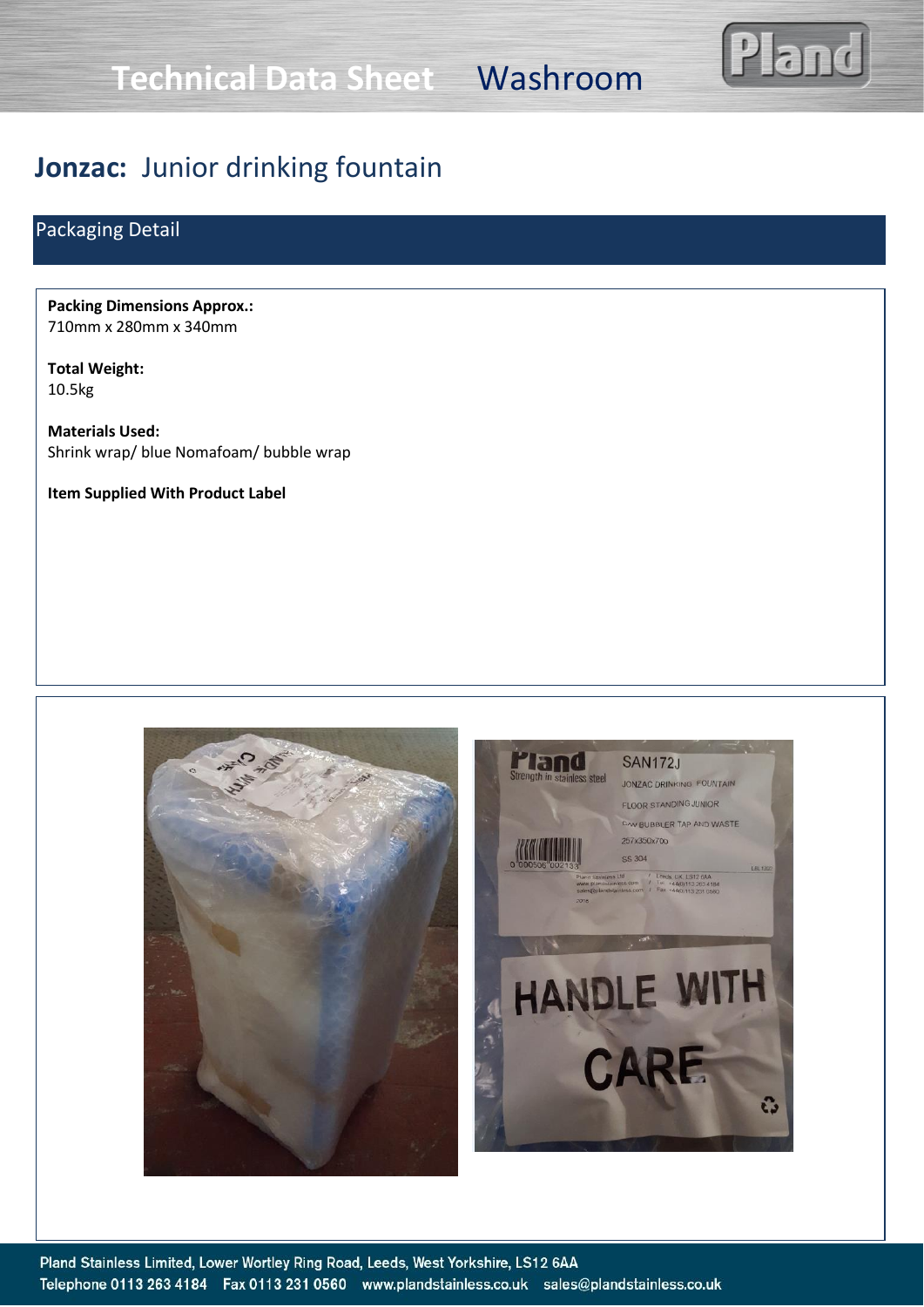# Jonzac: Junior drinking fountain

## Packaging Detail

**Packing Dimensions Approx.:**
710mm x 280mm x 340mm

**Total Weight:**
10.5kg

**Materials Used:**
Shrink wrap/ blue Nomafoam/ bubble wrap

**Item Supplied With Product Label**

Pland Stainless Limited, Lower Wortley Ring Road, Leeds, West Yorkshire, LS12 6AA
Telephone 0113 263 4184 Fax 0113 231 0560 www.plandstainless.co.uk sales@plandstainless.co.uk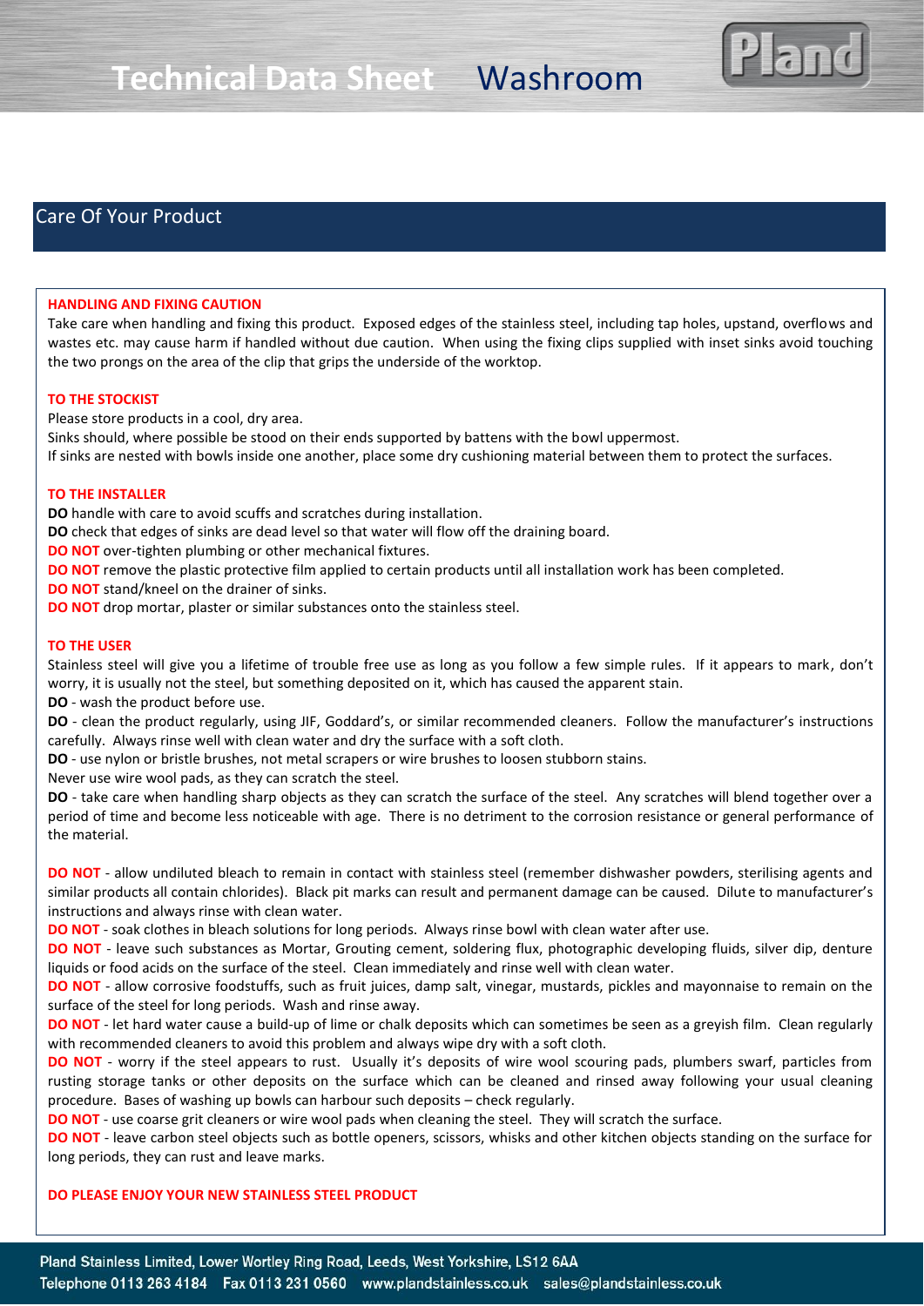# Technical Data Sheet Washroom

## Care Of Your Product

**HANDLING AND FIXING CAUTION**

Take care when handling and fixing this product. Exposed edges of the stainless steel, including tap holes, upstand, overflows and wastes etc. may cause harm if handled without due caution. When using the fixing clips supplied with inset sinks avoid touching the two prongs on the area of the clip that grips the underside of the worktop.

**TO THE STOCKIST**

Please store products in a cool, dry area.
Sinks should, where possible be stood on their ends supported by battens with the bowl uppermost.
If sinks are nested with bowls inside one another, place some dry cushioning material between them to protect the surfaces.

**TO THE INSTALLER**

**DO** handle with care to avoid scuffs and scratches during installation.
**DO** check that edges of sinks are dead level so that water will flow off the draining board.
**DO NOT** over-tighten plumbing or other mechanical fixtures.
**DO NOT** remove the plastic protective film applied to certain products until all installation work has been completed.
**DO NOT** stand/kneel on the drainer of sinks.
**DO NOT** drop mortar, plaster or similar substances onto the stainless steel.

**TO THE USER**

Stainless steel will give you a lifetime of trouble free use as long as you follow a few simple rules. If it appears to mark, don't worry, it is usually not the steel, but something deposited on it, which has caused the apparent stain.
**DO** - wash the product before use.
**DO** - clean the product regularly, using JIF, Goddard's, or similar recommended cleaners. Follow the manufacturer's instructions carefully. Always rinse well with clean water and dry the surface with a soft cloth.
**DO** - use nylon or bristle brushes, not metal scrapers or wire brushes to loosen stubborn stains.
Never use wire wool pads, as they can scratch the steel.
**DO** - take care when handling sharp objects as they can scratch the surface of the steel. Any scratches will blend together over a period of time and become less noticeable with age. There is no detriment to the corrosion resistance or general performance of the material.

**DO NOT** - allow undiluted bleach to remain in contact with stainless steel (remember dishwasher powders, sterilising agents and similar products all contain chlorides). Black pit marks can result and permanent damage can be caused. Dilute to manufacturer's instructions and always rinse with clean water.
**DO NOT** - soak clothes in bleach solutions for long periods. Always rinse bowl with clean water after use.
**DO NOT** - leave such substances as Mortar, Grouting cement, soldering flux, photographic developing fluids, silver dip, denture liquids or food acids on the surface of the steel. Clean immediately and rinse well with clean water.
**DO NOT** - allow corrosive foodstuffs, such as fruit juices, damp salt, vinegar, mustards, pickles and mayonnaise to remain on the surface of the steel for long periods. Wash and rinse away.
**DO NOT** - let hard water cause a build-up of lime or chalk deposits which can sometimes be seen as a greyish film. Clean regularly with recommended cleaners to avoid this problem and always wipe dry with a soft cloth.
**DO NOT** - worry if the steel appears to rust. Usually it's deposits of wire wool scouring pads, plumbers swarf, particles from rusting storage tanks or other deposits on the surface which can be cleaned and rinsed away following your usual cleaning procedure. Bases of washing up bowls can harbour such deposits – check regularly.
**DO NOT** - use coarse grit cleaners or wire wool pads when cleaning the steel. They will scratch the surface.
**DO NOT** - leave carbon steel objects such as bottle openers, scissors, whisks and other kitchen objects standing on the surface for long periods, they can rust and leave marks.

**DO PLEASE ENJOY YOUR NEW STAINLESS STEEL PRODUCT**

Pland Stainless Limited, Lower Wortley Ring Road, Leeds, West Yorkshire, LS12 6AA
Telephone 0113 263 4184 Fax 0113 231 0560 www.plandstainless.co.uk sales@plandstainless.co.uk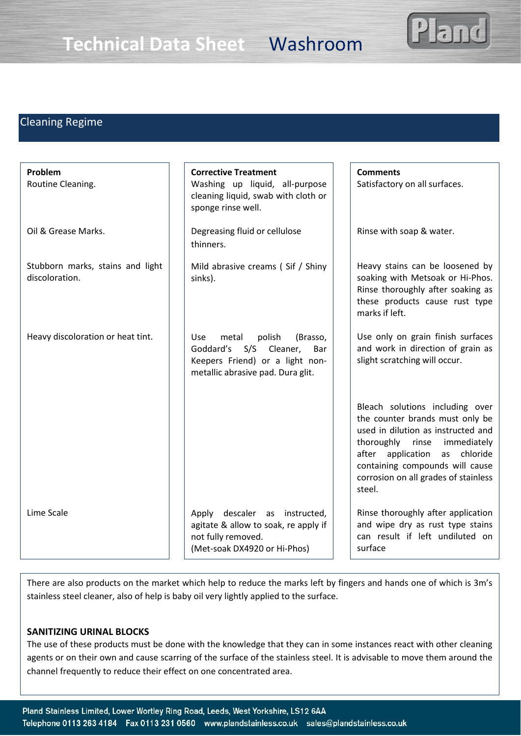# Technical Data Sheet Washroom

## Cleaning Regime

| Problem | Corrective Treatment | Comments |
|---|---|---|
| Routine Cleaning. | Washing up liquid, all-purpose cleaning liquid, swab with cloth or sponge rinse well. | Satisfactory on all surfaces. |
| Oil & Grease Marks. | Degreasing fluid or cellulose thinners. | Rinse with soap & water. |
| Stubborn marks, stains and light discoloration. | Mild abrasive creams ( Sif / Shiny sinks). | Heavy stains can be loosened by soaking with Metsoak or Hi-Phos. Rinse thoroughly after soaking as these products cause rust type marks if left. |
| Heavy discoloration or heat tint. | Use metal polish (Brasso, Goddard's S/S Cleaner, Bar Keepers Friend) or a light non-metallic abrasive pad. Dura glit. | Use only on grain finish surfaces and work in direction of grain as slight scratching will occur. |
| | | Bleach solutions including over the counter brands must only be used in dilution as instructed and thoroughly rinse immediately after application as chloride containing compounds will cause corrosion on all grades of stainless steel. |
| Lime Scale | Apply descaler as instructed, agitate & allow to soak, re apply if not fully removed. (Met-soak DX4920 or Hi-Phos) | Rinse thoroughly after application and wipe dry as rust type stains can result if left undiluted on surface |

There are also products on the market which help to reduce the marks left by fingers and hands one of which is 3m's stainless steel cleaner, also of help is baby oil very lightly applied to the surface.

**SANITIZING URINAL BLOCKS**

The use of these products must be done with the knowledge that they can in some instances react with other cleaning agents or on their own and cause scarring of the surface of the stainless steel. It is advisable to move them around the channel frequently to reduce their effect on one concentrated area.

Pland Stainless Limited, Lower Wortley Ring Road, Leeds, West Yorkshire, LS12 6AA
Telephone 0113 263 4184 Fax 0113 231 0560 www.plandstainless.co.uk sales@plandstainless.co.uk